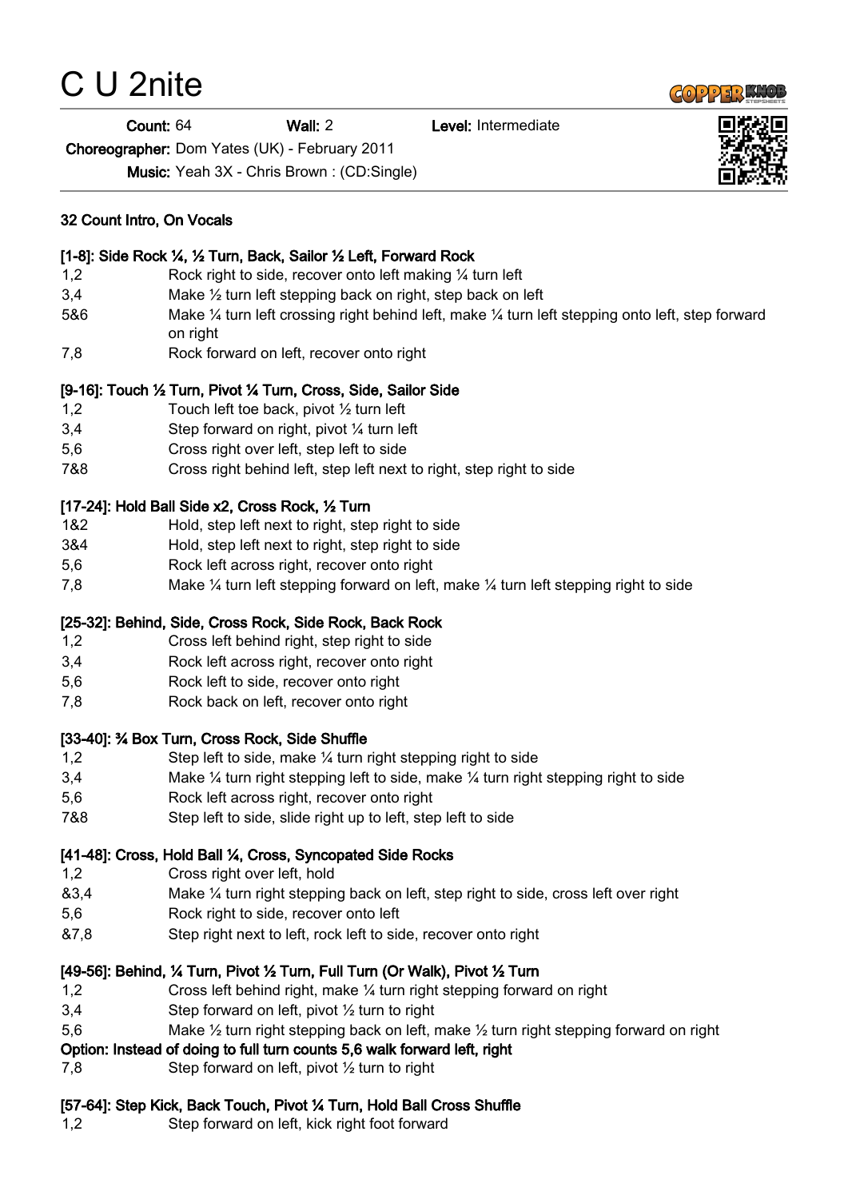# C U 2nite

**Count:** 64 **Wall:** 2 **Level:** Intermediate

**Choreographer:** Dom Yates (UK) - February 2011

**Music:** Yeah 3X - Chris Brown : (CD:Single)

**32 Count Intro, On Vocals**

**[1-8]: Side Rock ¼, ½ Turn, Back, Sailor ½ Left, Forward Rock**

| | |
|---|---|
| 1,2 | Rock right to side, recover onto left making ¼ turn left |
| 3,4 | Make ½ turn left stepping back on right, step back on left |
| 5&6 | Make ¼ turn left crossing right behind left, make ¼ turn left stepping onto left, step forward on right |
| 7,8 | Rock forward on left, recover onto right |

**[9-16]: Touch ½ Turn, Pivot ¼ Turn, Cross, Side, Sailor Side**

| | |
|---|---|
| 1,2 | Touch left toe back, pivot ½ turn left |
| 3,4 | Step forward on right, pivot ¼ turn left |
| 5,6 | Cross right over left, step left to side |
| 7&8 | Cross right behind left, step left next to right, step right to side |

**[17-24]: Hold Ball Side x2, Cross Rock, ½ Turn**

| | |
|---|---|
| 1&2 | Hold, step left next to right, step right to side |
| 3&4 | Hold, step left next to right, step right to side |
| 5,6 | Rock left across right, recover onto right |
| 7,8 | Make ¼ turn left stepping forward on left, make ¼ turn left stepping right to side |

**[25-32]: Behind, Side, Cross Rock, Side Rock, Back Rock**

| | |
|---|---|
| 1,2 | Cross left behind right, step right to side |
| 3,4 | Rock left across right, recover onto right |
| 5,6 | Rock left to side, recover onto right |
| 7,8 | Rock back on left, recover onto right |

**[33-40]: ¾ Box Turn, Cross Rock, Side Shuffle**

| | |
|---|---|
| 1,2 | Step left to side, make ¼ turn right stepping right to side |
| 3,4 | Make ¼ turn right stepping left to side, make ¼ turn right stepping right to side |
| 5,6 | Rock left across right, recover onto right |
| 7&8 | Step left to side, slide right up to left, step left to side |

**[41-48]: Cross, Hold Ball ¼, Cross, Syncopated Side Rocks**

| | |
|---|---|
| 1,2 | Cross right over left, hold |
| &3,4 | Make ¼ turn right stepping back on left, step right to side, cross left over right |
| 5,6 | Rock right to side, recover onto left |
| &7,8 | Step right next to left, rock left to side, recover onto right |

**[49-56]: Behind, ¼ Turn, Pivot ½ Turn, Full Turn (Or Walk), Pivot ½ Turn**

| | |
|---|---|
| 1,2 | Cross left behind right, make ¼ turn right stepping forward on right |
| 3,4 | Step forward on left, pivot ½ turn to right |
| 5,6 | Make ½ turn right stepping back on left, make ½ turn right stepping forward on right |

**Option: Instead of doing to full turn counts 5,6 walk forward left, right**

| | |
|---|---|
| 7,8 | Step forward on left, pivot ½ turn to right |

**[57-64]: Step Kick, Back Touch, Pivot ¼ Turn, Hold Ball Cross Shuffle**

| | |
|---|---|
| 1,2 | Step forward on left, kick right foot forward |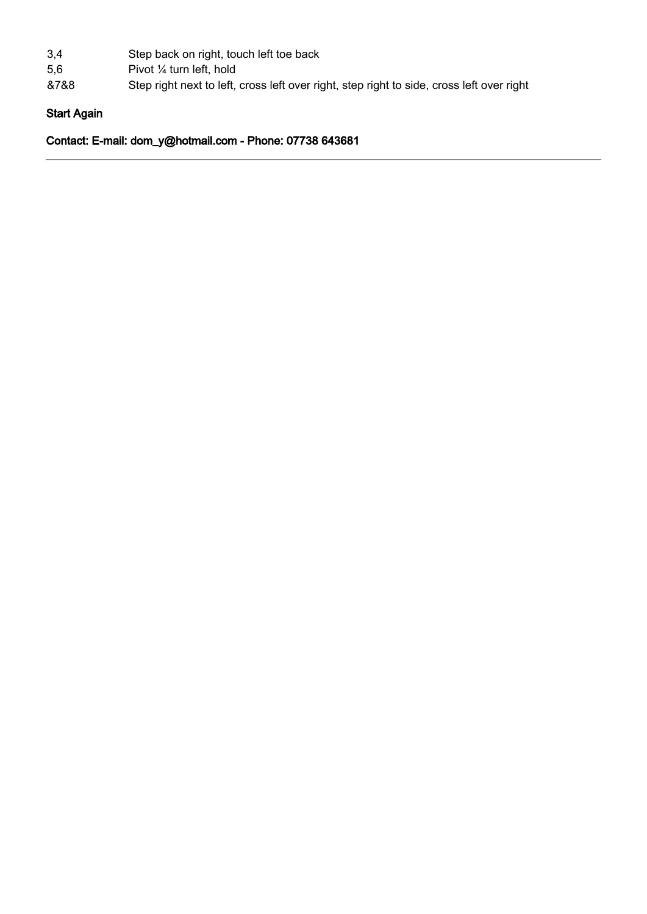| | |
|---|---|
| 3,4 | Step back on right, touch left toe back |
| 5,6 | Pivot ¼ turn left, hold |
| &7&8 | Step right next to left, cross left over right, step right to side, cross left over right |

**Start Again**

**Contact: E-mail: dom_y@hotmail.com - Phone: 07738 643681**

---